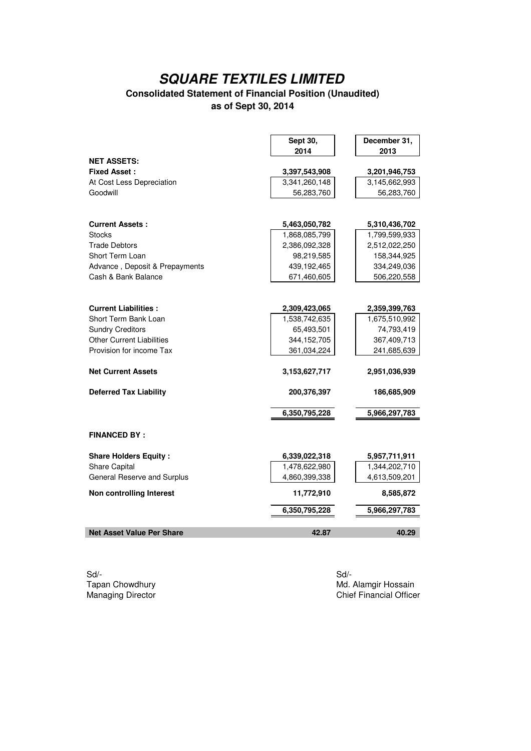# SQUARE TEXTILES LIMITED

## Consolidated Statement of Financial Position (Unaudited)

### as of Sept 30, 2014

| | Sept 30, 2014 | December 31, 2013 |
|---|---|---|
| **NET ASSETS:** | | |
| **Fixed Asset :** | **3,397,543,908** | **3,201,946,753** |
| At Cost Less Depreciation | 3,341,260,148 | 3,145,662,993 |
| Goodwill | 56,283,760 | 56,283,760 |
| | | |
| **Current Assets :** | **5,463,050,782** | **5,310,436,702** |
| Stocks | 1,868,085,799 | 1,799,599,933 |
| Trade Debtors | 2,386,092,328 | 2,512,022,250 |
| Short Term Loan | 98,219,585 | 158,344,925 |
| Advance , Deposit & Prepayments | 439,192,465 | 334,249,036 |
| Cash & Bank Balance | 671,460,605 | 506,220,558 |
| | | |
| **Current Liabilities :** | **2,309,423,065** | **2,359,399,763** |
| Short Term Bank Loan | 1,538,742,635 | 1,675,510,992 |
| Sundry Creditors | 65,493,501 | 74,793,419 |
| Other Current Liabilities | 344,152,705 | 367,409,713 |
| Provision for income Tax | 361,034,224 | 241,685,639 |
| | | |
| **Net Current Assets** | **3,153,627,717** | **2,951,036,939** |
| | | |
| **Deferred Tax Liability** | **200,376,397** | **186,685,909** |
| | | |
| | **6,350,795,228** | **5,966,297,783** |
| | | |
| **FINANCED BY :** | | |
| | | |
| **Share Holders Equity :** | **6,339,022,318** | **5,957,711,911** |
| Share Capital | 1,478,622,980 | 1,344,202,710 |
| General Reserve and Surplus | 4,860,399,338 | 4,613,509,201 |
| **Non controlling Interest** | **11,772,910** | **8,585,872** |
| | **6,350,795,228** | **5,966,297,783** |
| | | |
| **Net Asset Value Per Share** | **42.87** | **40.29** |

Sd/-
Tapan Chowdhury
Managing Director

Sd/-
Md. Alamgir Hossain
Chief Financial Officer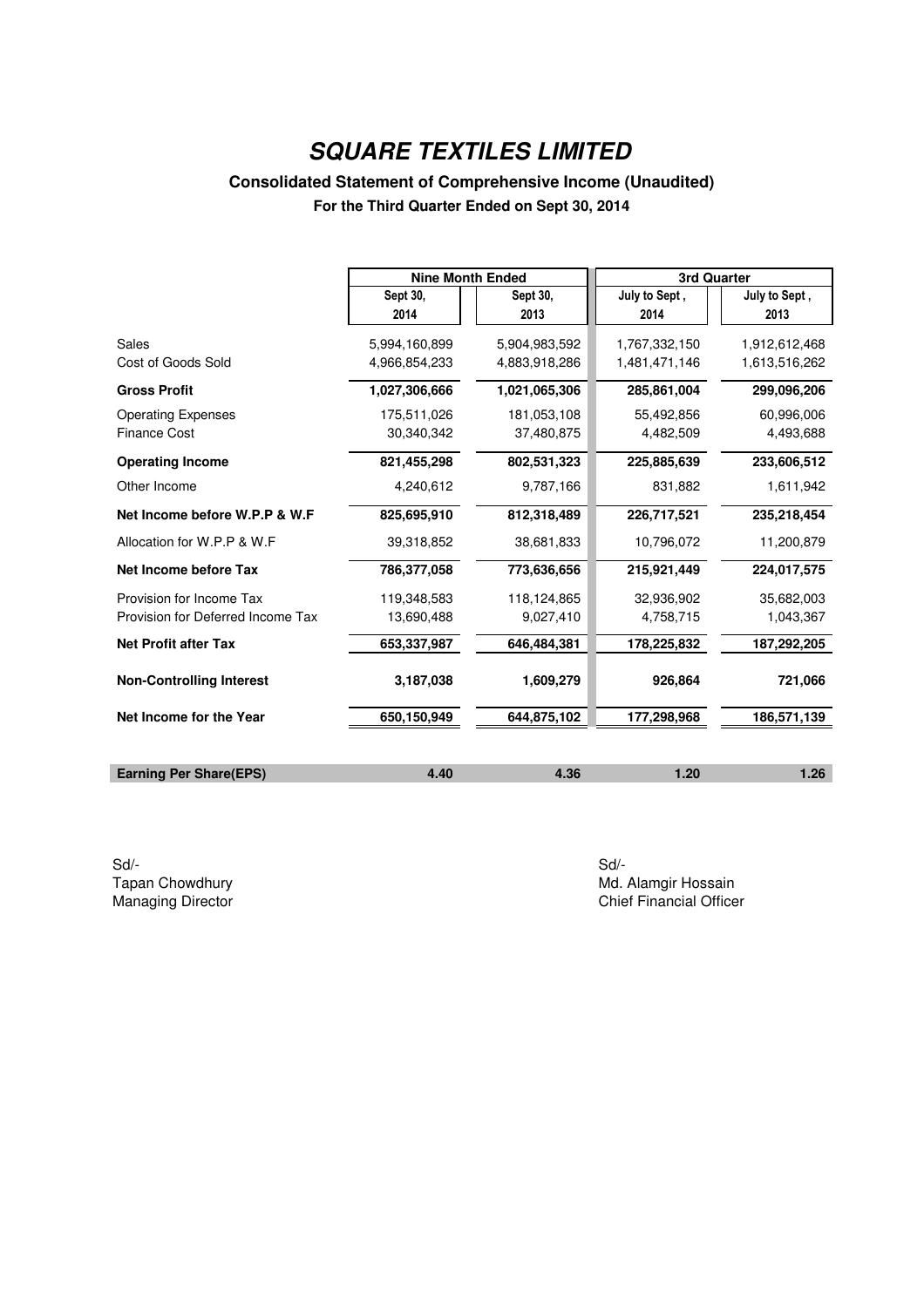# SQUARE TEXTILES LIMITED

## Consolidated Statement of Comprehensive Income (Unaudited)

### For the Third Quarter Ended on Sept 30, 2014

| | Nine Month Ended | | 3rd Quarter | |
|---|---|---|---|---|
| | Sept 30, 2014 | Sept 30, 2013 | July to Sept , 2014 | July to Sept , 2013 |
| Sales | 5,994,160,899 | 5,904,983,592 | 1,767,332,150 | 1,912,612,468 |
| Cost of Goods Sold | 4,966,854,233 | 4,883,918,286 | 1,481,471,146 | 1,613,516,262 |
| **Gross Profit** | **1,027,306,666** | **1,021,065,306** | **285,861,004** | **299,096,206** |
| Operating Expenses | 175,511,026 | 181,053,108 | 55,492,856 | 60,996,006 |
| Finance Cost | 30,340,342 | 37,480,875 | 4,482,509 | 4,493,688 |
| **Operating Income** | **821,455,298** | **802,531,323** | **225,885,639** | **233,606,512** |
| Other Income | 4,240,612 | 9,787,166 | 831,882 | 1,611,942 |
| **Net Income before W.P.P & W.F** | **825,695,910** | **812,318,489** | **226,717,521** | **235,218,454** |
| Allocation for W.P.P & W.F | 39,318,852 | 38,681,833 | 10,796,072 | 11,200,879 |
| **Net Income before Tax** | **786,377,058** | **773,636,656** | **215,921,449** | **224,017,575** |
| Provision for Income Tax | 119,348,583 | 118,124,865 | 32,936,902 | 35,682,003 |
| Provision for Deferred Income Tax | 13,690,488 | 9,027,410 | 4,758,715 | 1,043,367 |
| **Net Profit after Tax** | **653,337,987** | **646,484,381** | **178,225,832** | **187,292,205** |
| **Non-Controlling Interest** | **3,187,038** | **1,609,279** | **926,864** | **721,066** |
| **Net Income for the Year** | **650,150,949** | **644,875,102** | **177,298,968** | **186,571,139** |
| **Earning Per Share(EPS)** | **4.40** | **4.36** | **1.20** | **1.26** |

Sd/-
Tapan Chowdhury
Managing Director

Sd/-
Md. Alamgir Hossain
Chief Financial Officer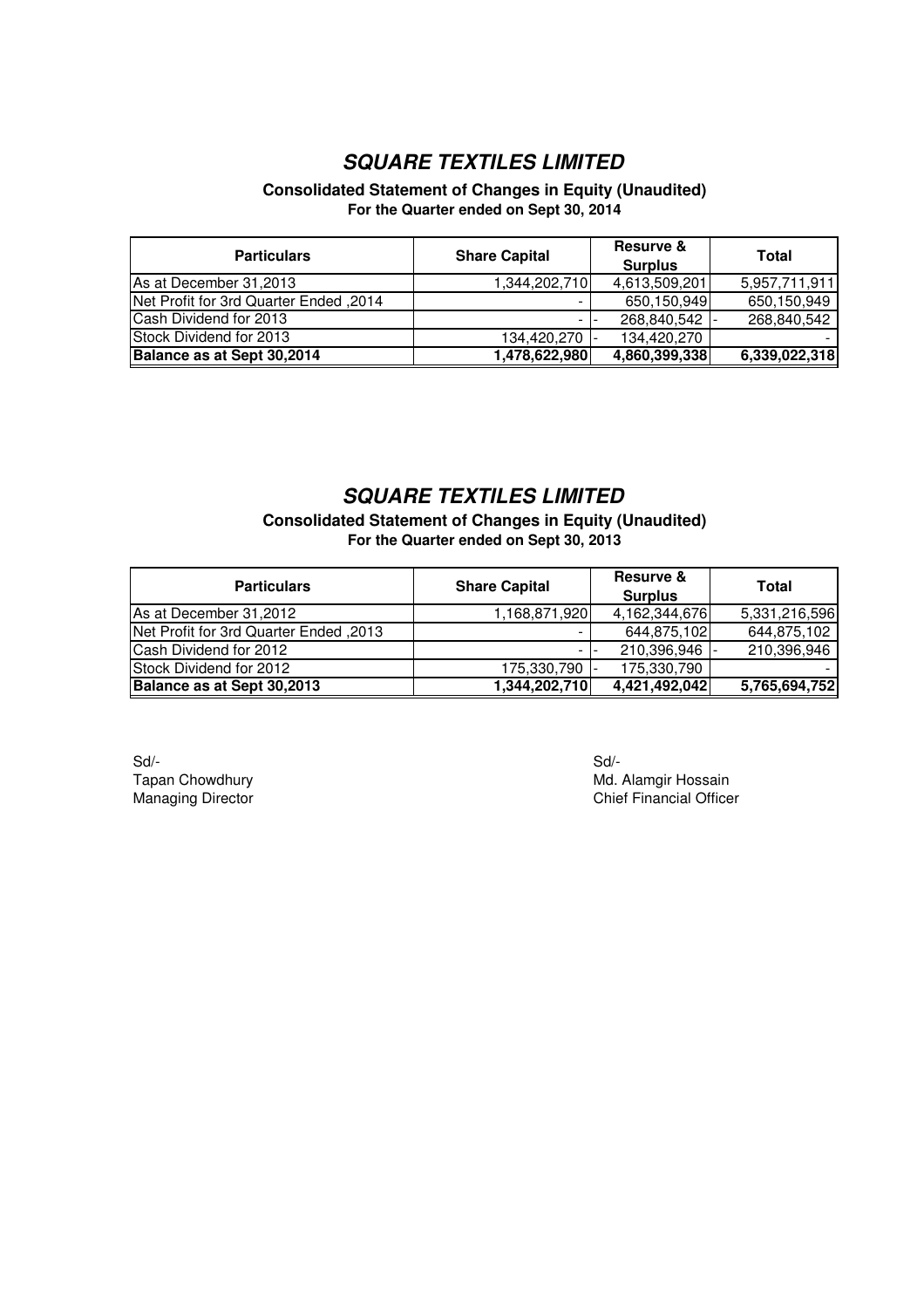## *SQUARE TEXTILES LIMITED*

**Consolidated Statement of Changes in Equity (Unaudited)**
**For the Quarter ended on Sept 30, 2014**

| Particulars | Share Capital | Resurve & Surplus | Total |
|---|---|---|---|
| As at December 31,2013 | 1,344,202,710 | 4,613,509,201 | 5,957,711,911 |
| Net Profit for 3rd Quarter Ended ,2014 | - | 650,150,949 | 650,150,949 |
| Cash Dividend for 2013 | - | - 268,840,542 | - 268,840,542 |
| Stock Dividend for 2013 | 134,420,270 | - 134,420,270 | - |
| **Balance as at Sept 30,2014** | **1,478,622,980** | **4,860,399,338** | **6,339,022,318** |

## *SQUARE TEXTILES LIMITED*

**Consolidated Statement of Changes in Equity (Unaudited)**
**For the Quarter ended on Sept 30, 2013**

| Particulars | Share Capital | Resurve & Surplus | Total |
|---|---|---|---|
| As at December 31,2012 | 1,168,871,920 | 4,162,344,676 | 5,331,216,596 |
| Net Profit for 3rd Quarter Ended ,2013 | - | 644,875,102 | 644,875,102 |
| Cash Dividend for 2012 | - | - 210,396,946 | - 210,396,946 |
| Stock Dividend for 2012 | 175,330,790 | - 175,330,790 | - |
| **Balance as at Sept 30,2013** | **1,344,202,710** | **4,421,492,042** | **5,765,694,752** |

Sd/-
Tapan Chowdhury
Managing Director

Sd/-
Md. Alamgir Hossain
Chief Financial Officer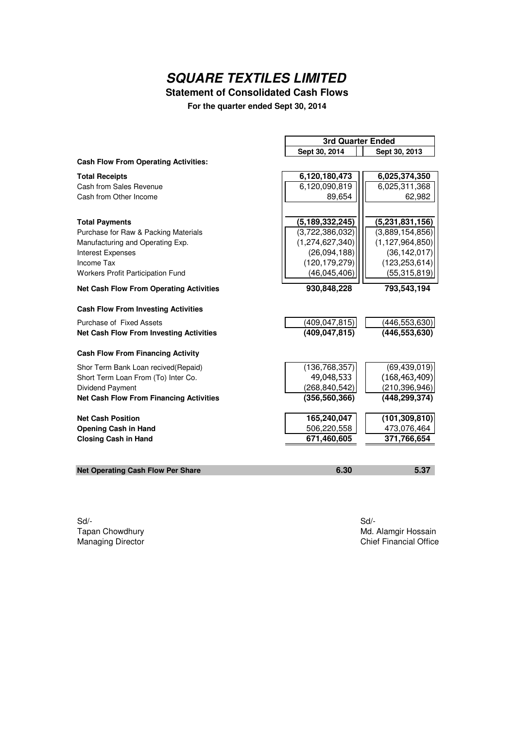# *SQUARE TEXTILES LIMITED*

**Statement of Consolidated Cash Flows**

**For the quarter ended Sept 30, 2014**

| | 3rd Quarter Ended | |
|---|---|---|
| | **Sept 30, 2014** | **Sept 30, 2013** |
| **Cash Flow From Operating Activities:** | | |
| **Total Receipts** | **6,120,180,473** | **6,025,374,350** |
| Cash from Sales Revenue | 6,120,090,819 | 6,025,311,368 |
| Cash from Other Income | 89,654 | 62,982 |
| **Total Payments** | **(5,189,332,245)** | **(5,231,831,156)** |
| Purchase for Raw & Packing Materials | (3,722,386,032) | (3,889,154,856) |
| Manufacturing and Operating Exp. | (1,274,627,340) | (1,127,964,850) |
| Interest Expenses | (26,094,188) | (36,142,017) |
| Income Tax | (120,179,279) | (123,253,614) |
| Workers Profit Participation Fund | (46,045,406) | (55,315,819) |
| **Net Cash Flow From Operating Activities** | **930,848,228** | **793,543,194** |
| **Cash Flow From Investing Activities** | | |
| Purchase of Fixed Assets | (409,047,815) | (446,553,630) |
| **Net Cash Flow From Investing Activities** | **(409,047,815)** | **(446,553,630)** |
| **Cash Flow From Financing Activity** | | |
| Shor Term Bank Loan recived(Repaid) | (136,768,357) | (69,439,019) |
| Short Term Loan From (To) Inter Co. | 49,048,533 | (168,463,409) |
| Dividend Payment | (268,840,542) | (210,396,946) |
| **Net Cash Flow From Financing Activities** | **(356,560,366)** | **(448,299,374)** |
| **Net Cash Position** | **165,240,047** | **(101,309,810)** |
| **Opening Cash in Hand** | 506,220,558 | 473,076,464 |
| **Closing Cash in Hand** | **671,460,605** | **371,766,654** |
| **Net Operating Cash Flow Per Share** | **6.30** | **5.37** |

Sd/-
Tapan Chowdhury
Managing Director

Sd/-
Md. Alamgir Hossain
Chief Financial Office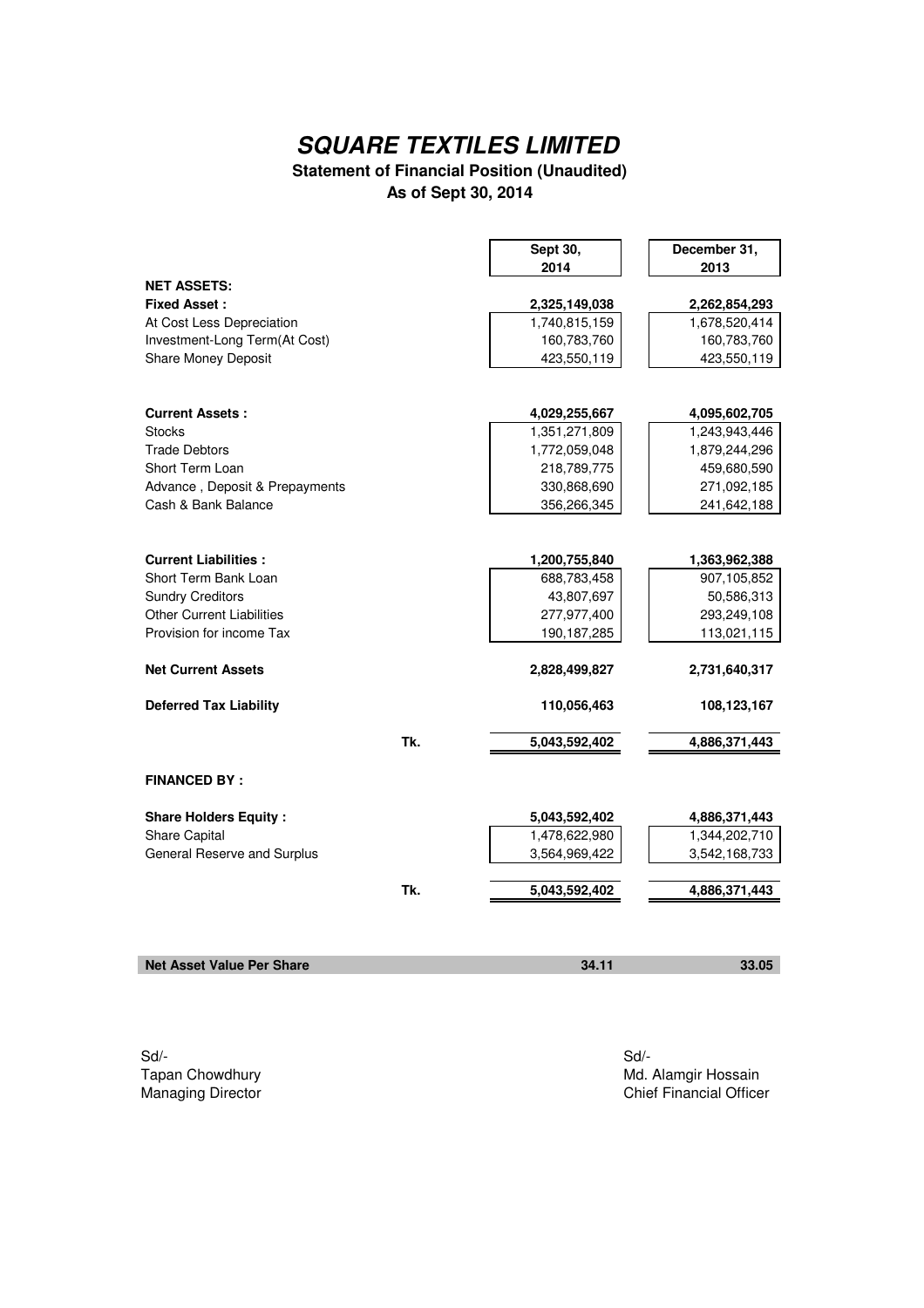# *SQUARE TEXTILES LIMITED*

**Statement of Financial Position (Unaudited)**
**As of Sept 30, 2014**

| | | Sept 30, 2014 | December 31, 2013 |
|---|---|---|---|
| **NET ASSETS:** | | | |
| **Fixed Asset :** | | **2,325,149,038** | **2,262,854,293** |
| At Cost Less Depreciation | | 1,740,815,159 | 1,678,520,414 |
| Investment-Long Term(At Cost) | | 160,783,760 | 160,783,760 |
| Share Money Deposit | | 423,550,119 | 423,550,119 |
| | | | |
| **Current Assets :** | | **4,029,255,667** | **4,095,602,705** |
| Stocks | | 1,351,271,809 | 1,243,943,446 |
| Trade Debtors | | 1,772,059,048 | 1,879,244,296 |
| Short Term Loan | | 218,789,775 | 459,680,590 |
| Advance , Deposit & Prepayments | | 330,868,690 | 271,092,185 |
| Cash & Bank Balance | | 356,266,345 | 241,642,188 |
| | | | |
| **Current Liabilities :** | | **1,200,755,840** | **1,363,962,388** |
| Short Term Bank Loan | | 688,783,458 | 907,105,852 |
| Sundry Creditors | | 43,807,697 | 50,586,313 |
| Other Current Liabilities | | 277,977,400 | 293,249,108 |
| Provision for income Tax | | 190,187,285 | 113,021,115 |
| | | | |
| **Net Current Assets** | | **2,828,499,827** | **2,731,640,317** |
| | | | |
| **Deferred Tax Liability** | | **110,056,463** | **108,123,167** |
| | | | |
| | **Tk.** | **5,043,592,402** | **4,886,371,443** |
| | | | |
| **FINANCED BY :** | | | |
| | | | |
| **Share Holders Equity :** | | **5,043,592,402** | **4,886,371,443** |
| Share Capital | | 1,478,622,980 | 1,344,202,710 |
| General Reserve and Surplus | | 3,564,969,422 | 3,542,168,733 |
| | | | |
| | **Tk.** | **5,043,592,402** | **4,886,371,443** |
| | | | |
| **Net Asset Value Per Share** | | **34.11** | **33.05** |

Sd/-
Tapan Chowdhury
Managing Director

Sd/-
Md. Alamgir Hossain
Chief Financial Officer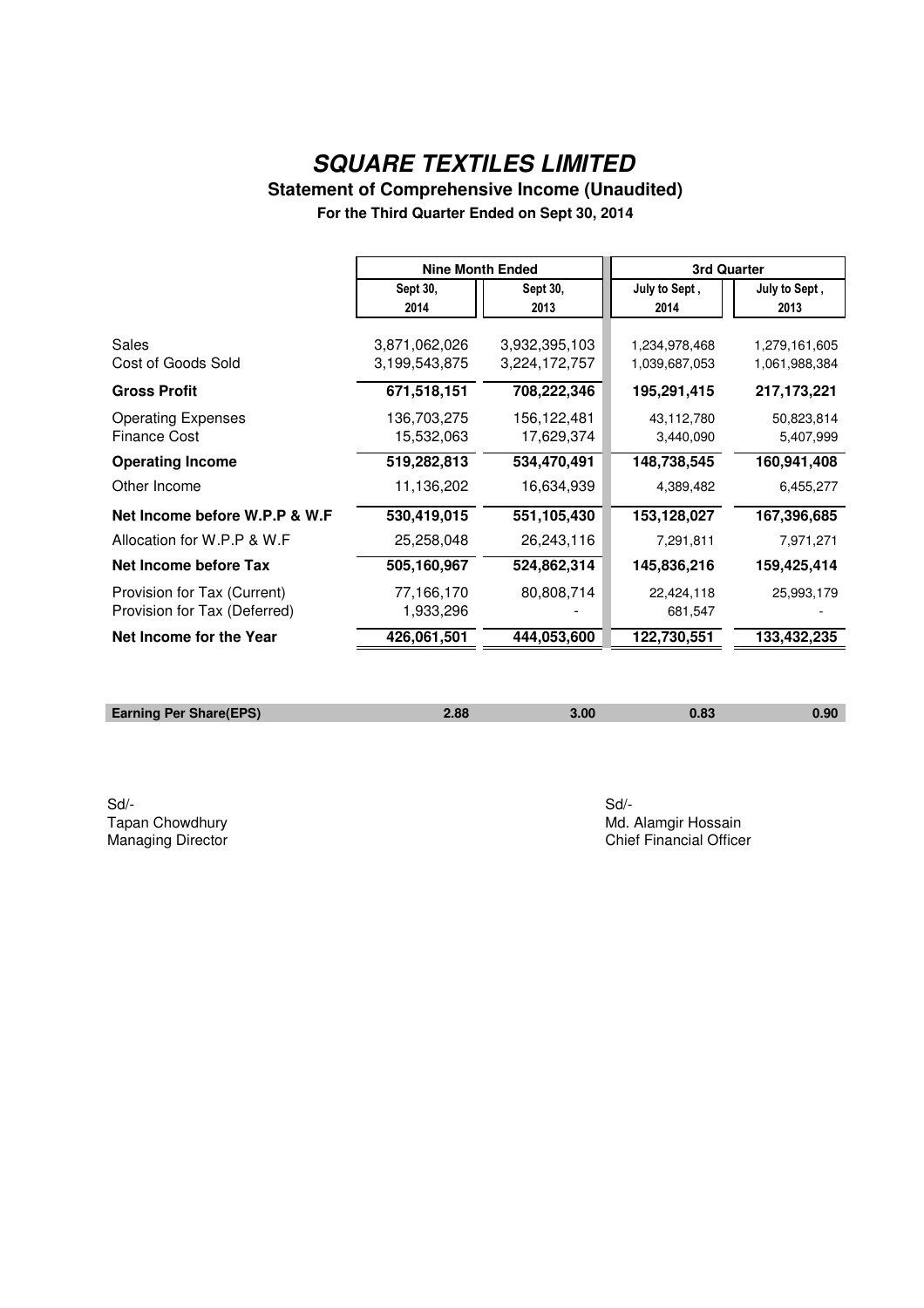# *SQUARE TEXTILES LIMITED*

## Statement of Comprehensive Income (Unaudited)

**For the Third Quarter Ended on Sept 30, 2014**

| | Nine Month Ended | | 3rd Quarter | |
|---|---|---|---|---|
| | Sept 30, 2014 | Sept 30, 2013 | July to Sept , 2014 | July to Sept , 2013 |
| Sales | 3,871,062,026 | 3,932,395,103 | 1,234,978,468 | 1,279,161,605 |
| Cost of Goods Sold | 3,199,543,875 | 3,224,172,757 | 1,039,687,053 | 1,061,988,384 |
| **Gross Profit** | **671,518,151** | **708,222,346** | **195,291,415** | **217,173,221** |
| Operating Expenses | 136,703,275 | 156,122,481 | 43,112,780 | 50,823,814 |
| Finance Cost | 15,532,063 | 17,629,374 | 3,440,090 | 5,407,999 |
| **Operating Income** | **519,282,813** | **534,470,491** | **148,738,545** | **160,941,408** |
| Other Income | 11,136,202 | 16,634,939 | 4,389,482 | 6,455,277 |
| **Net Income before W.P.P & W.F** | **530,419,015** | **551,105,430** | **153,128,027** | **167,396,685** |
| Allocation for W.P.P & W.F | 25,258,048 | 26,243,116 | 7,291,811 | 7,971,271 |
| **Net Income before Tax** | **505,160,967** | **524,862,314** | **145,836,216** | **159,425,414** |
| Provision for Tax (Current) | 77,166,170 | 80,808,714 | 22,424,118 | 25,993,179 |
| Provision for Tax (Deferred) | 1,933,296 | - | 681,547 | - |
| **Net Income for the Year** | **426,061,501** | **444,053,600** | **122,730,551** | **133,432,235** |
| **Earning Per Share(EPS)** | **2.88** | **3.00** | **0.83** | **0.90** |

Sd/-
Tapan Chowdhury
Managing Director

Sd/-
Md. Alamgir Hossain
Chief Financial Officer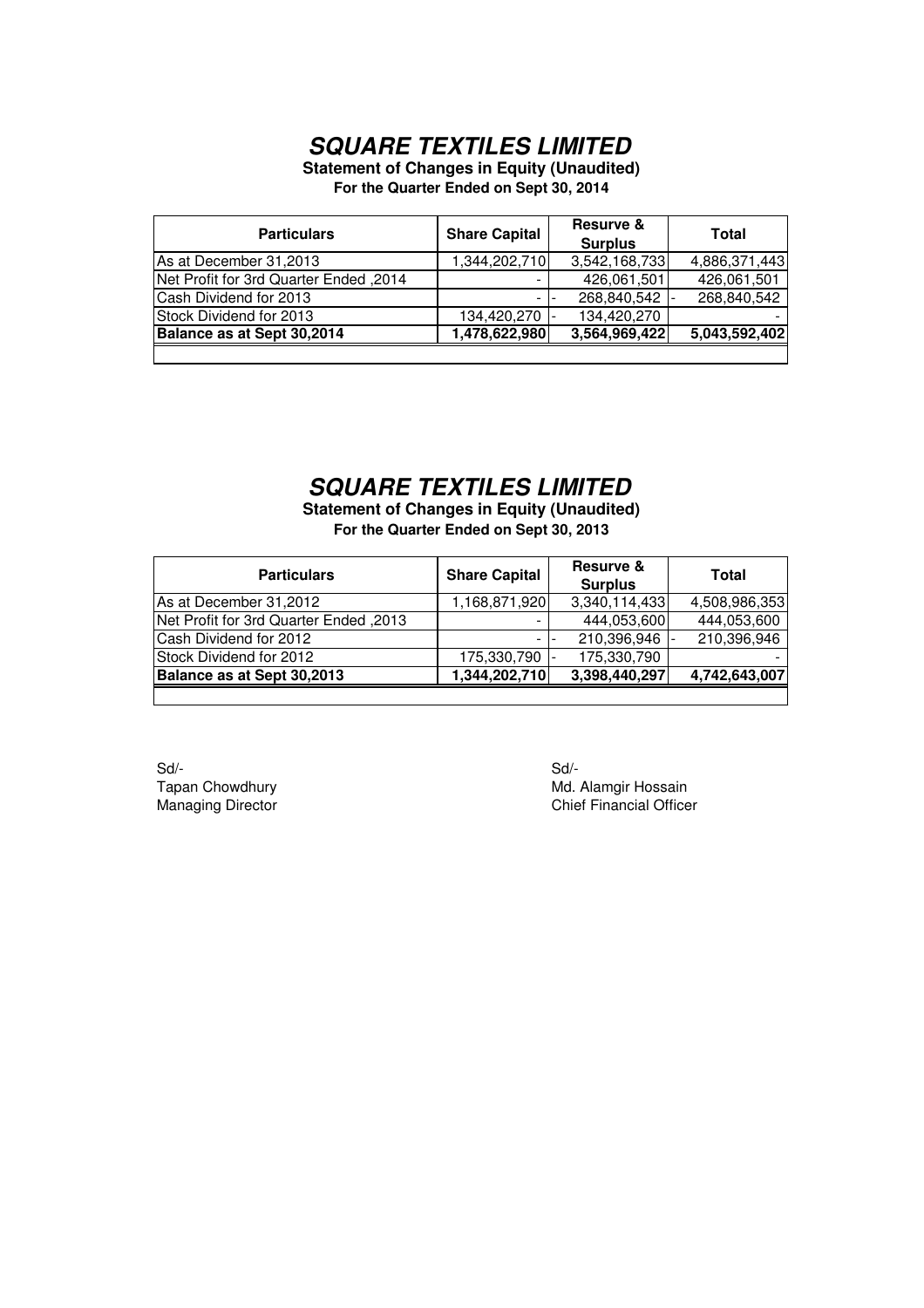# ***SQUARE TEXTILES LIMITED***

**Statement of Changes in Equity (Unaudited)**

**For the Quarter Ended on Sept 30, 2014**

| Particulars | Share Capital | Resurve & Surplus | Total |
|---|---|---|---|
| As at December 31,2013 | 1,344,202,710 | 3,542,168,733 | 4,886,371,443 |
| Net Profit for 3rd Quarter Ended ,2014 | - | 426,061,501 | 426,061,501 |
| Cash Dividend for 2013 | - | - 268,840,542 | - 268,840,542 |
| Stock Dividend for 2013 | 134,420,270 | - 134,420,270 | - |
| **Balance as at Sept 30,2014** | **1,478,622,980** | **3,564,969,422** | **5,043,592,402** |

# ***SQUARE TEXTILES LIMITED***

**Statement of Changes in Equity (Unaudited)**

**For the Quarter Ended on Sept 30, 2013**

| Particulars | Share Capital | Resurve & Surplus | Total |
|---|---|---|---|
| As at December 31,2012 | 1,168,871,920 | 3,340,114,433 | 4,508,986,353 |
| Net Profit for 3rd Quarter Ended ,2013 | - | 444,053,600 | 444,053,600 |
| Cash Dividend for 2012 | - | - 210,396,946 | - 210,396,946 |
| Stock Dividend for 2012 | 175,330,790 | - 175,330,790 | - |
| **Balance as at Sept 30,2013** | **1,344,202,710** | **3,398,440,297** | **4,742,643,007** |

Sd/-
Tapan Chowdhury
Managing Director

Sd/-
Md. Alamgir Hossain
Chief Financial Officer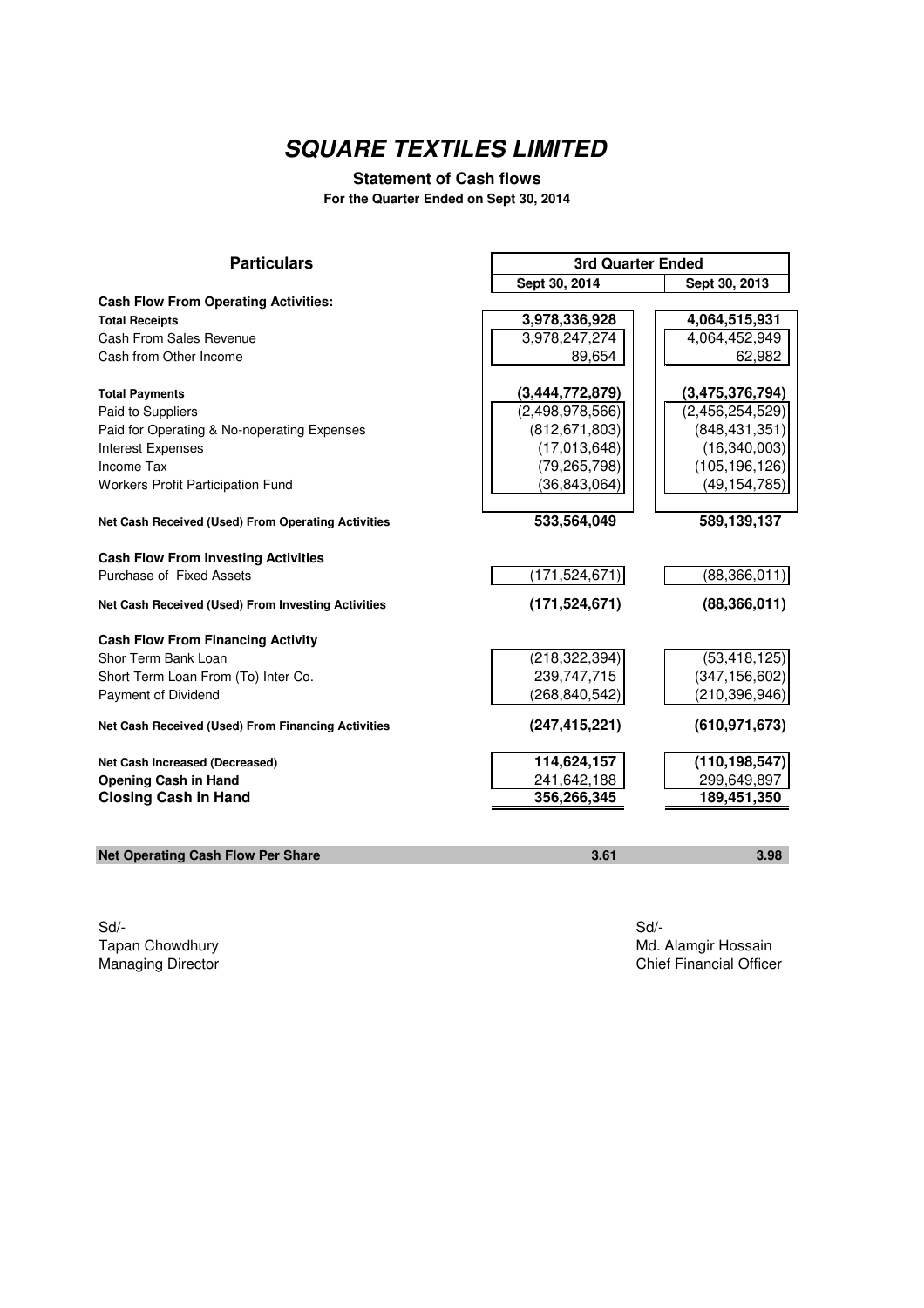# SQUARE TEXTILES LIMITED

**Statement of Cash flows**

**For the Quarter Ended on Sept 30, 2014**

| Particulars | 3rd Quarter Ended | |
|---|---|---|
| | Sept 30, 2014 | Sept 30, 2013 |
| **Cash Flow From Operating Activities:** | | |
| **Total Receipts** | **3,978,336,928** | **4,064,515,931** |
| Cash From Sales Revenue | 3,978,247,274 | 4,064,452,949 |
| Cash from Other Income | 89,654 | 62,982 |
| **Total Payments** | **(3,444,772,879)** | **(3,475,376,794)** |
| Paid to Suppliers | (2,498,978,566) | (2,456,254,529) |
| Paid for Operating & No-noperating Expenses | (812,671,803) | (848,431,351) |
| Interest Expenses | (17,013,648) | (16,340,003) |
| Income Tax | (79,265,798) | (105,196,126) |
| Workers Profit Participation Fund | (36,843,064) | (49,154,785) |
| **Net Cash Received (Used) From Operating Activities** | **533,564,049** | **589,139,137** |
| **Cash Flow From Investing Activities** | | |
| Purchase of Fixed Assets | (171,524,671) | (88,366,011) |
| **Net Cash Received (Used) From Investing Activities** | **(171,524,671)** | **(88,366,011)** |
| **Cash Flow From Financing Activity** | | |
| Shor Term Bank Loan | (218,322,394) | (53,418,125) |
| Short Term Loan From (To) Inter Co. | 239,747,715 | (347,156,602) |
| Payment of Dividend | (268,840,542) | (210,396,946) |
| **Net Cash Received (Used) From Financing Activities** | **(247,415,221)** | **(610,971,673)** |
| **Net Cash Increased (Decreased)** | **114,624,157** | **(110,198,547)** |
| **Opening Cash in Hand** | 241,642,188 | 299,649,897 |
| **Closing Cash in Hand** | 356,266,345 | 189,451,350 |
| **Net Operating Cash Flow Per Share** | **3.61** | **3.98** |

Sd/-
Tapan Chowdhury
Managing Director

Sd/-
Md. Alamgir Hossain
Chief Financial Officer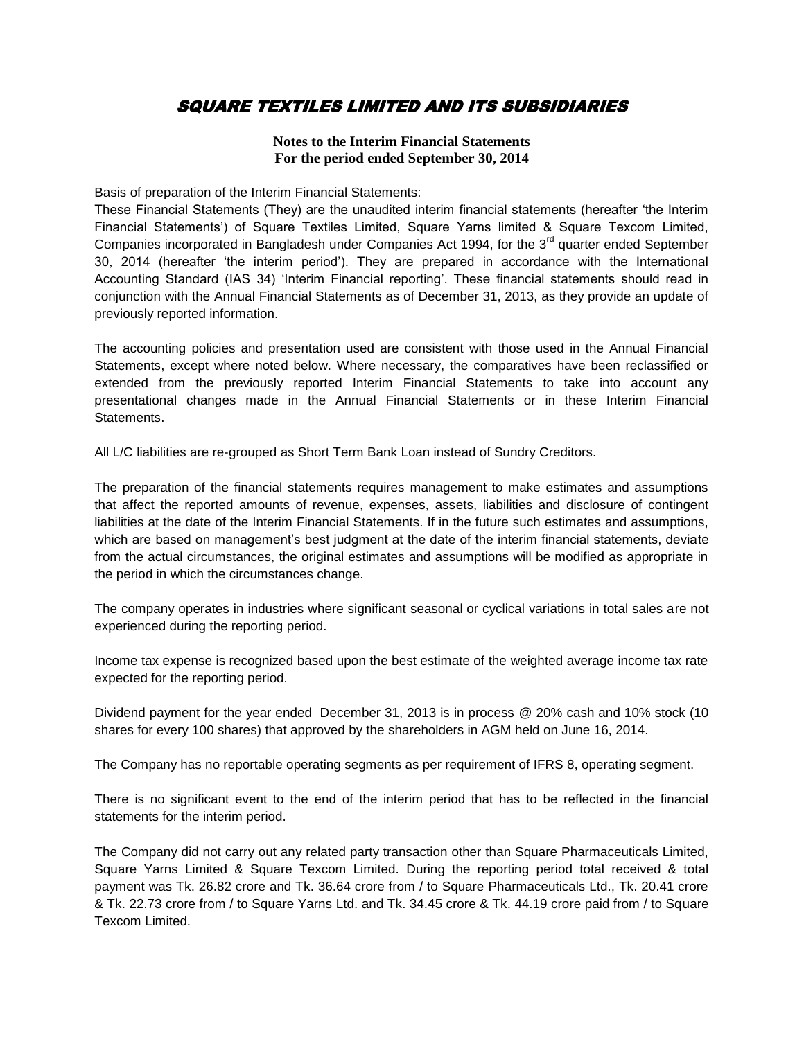# SQUARE TEXTILES LIMITED AND ITS SUBSIDIARIES

**Notes to the Interim Financial Statements**
**For the period ended September 30, 2014**

Basis of preparation of the Interim Financial Statements:
These Financial Statements (They) are the unaudited interim financial statements (hereafter 'the Interim Financial Statements') of Square Textiles Limited, Square Yarns limited & Square Texcom Limited, Companies incorporated in Bangladesh under Companies Act 1994, for the 3rd quarter ended September 30, 2014 (hereafter 'the interim period'). They are prepared in accordance with the International Accounting Standard (IAS 34) 'Interim Financial reporting'. These financial statements should read in conjunction with the Annual Financial Statements as of December 31, 2013, as they provide an update of previously reported information.

The accounting policies and presentation used are consistent with those used in the Annual Financial Statements, except where noted below. Where necessary, the comparatives have been reclassified or extended from the previously reported Interim Financial Statements to take into account any presentational changes made in the Annual Financial Statements or in these Interim Financial Statements.

All L/C liabilities are re-grouped as Short Term Bank Loan instead of Sundry Creditors.

The preparation of the financial statements requires management to make estimates and assumptions that affect the reported amounts of revenue, expenses, assets, liabilities and disclosure of contingent liabilities at the date of the Interim Financial Statements. If in the future such estimates and assumptions, which are based on management's best judgment at the date of the interim financial statements, deviate from the actual circumstances, the original estimates and assumptions will be modified as appropriate in the period in which the circumstances change.

The company operates in industries where significant seasonal or cyclical variations in total sales are not experienced during the reporting period.

Income tax expense is recognized based upon the best estimate of the weighted average income tax rate expected for the reporting period.

Dividend payment for the year ended December 31, 2013 is in process @ 20% cash and 10% stock (10 shares for every 100 shares) that approved by the shareholders in AGM held on June 16, 2014.

The Company has no reportable operating segments as per requirement of IFRS 8, operating segment.

There is no significant event to the end of the interim period that has to be reflected in the financial statements for the interim period.

The Company did not carry out any related party transaction other than Square Pharmaceuticals Limited, Square Yarns Limited & Square Texcom Limited. During the reporting period total received & total payment was Tk. 26.82 crore and Tk. 36.64 crore from / to Square Pharmaceuticals Ltd., Tk. 20.41 crore & Tk. 22.73 crore from / to Square Yarns Ltd. and Tk. 34.45 crore & Tk. 44.19 crore paid from / to Square Texcom Limited.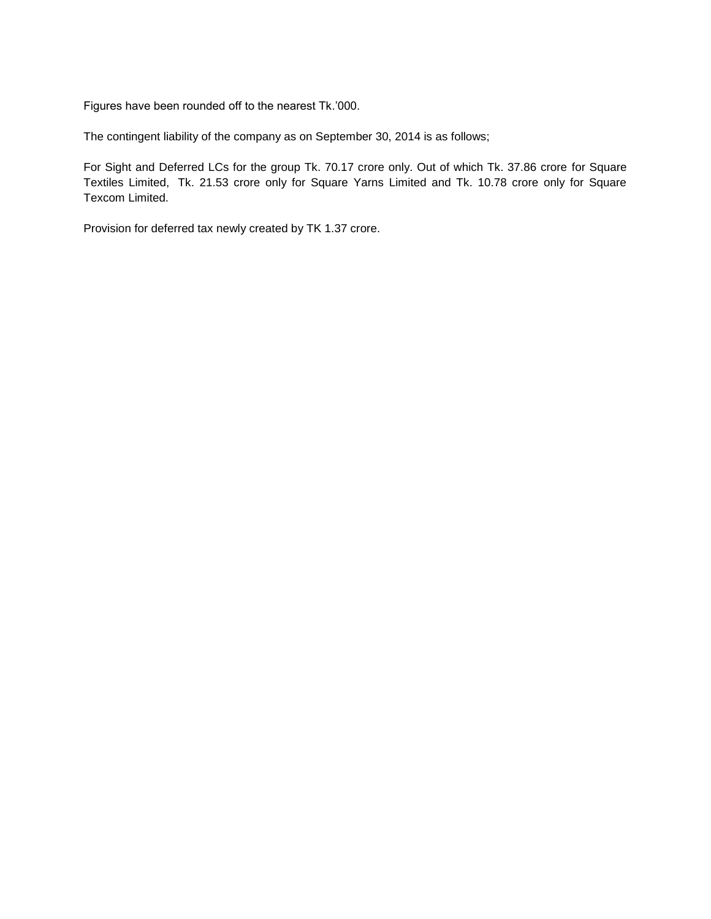Figures have been rounded off to the nearest Tk.'000.

The contingent liability of the company as on September 30, 2014 is as follows;

For Sight and Deferred LCs for the group Tk. 70.17 crore only. Out of which Tk. 37.86 crore for Square Textiles Limited, Tk. 21.53 crore only for Square Yarns Limited and Tk. 10.78 crore only for Square Texcom Limited.

Provision for deferred tax newly created by TK 1.37 crore.